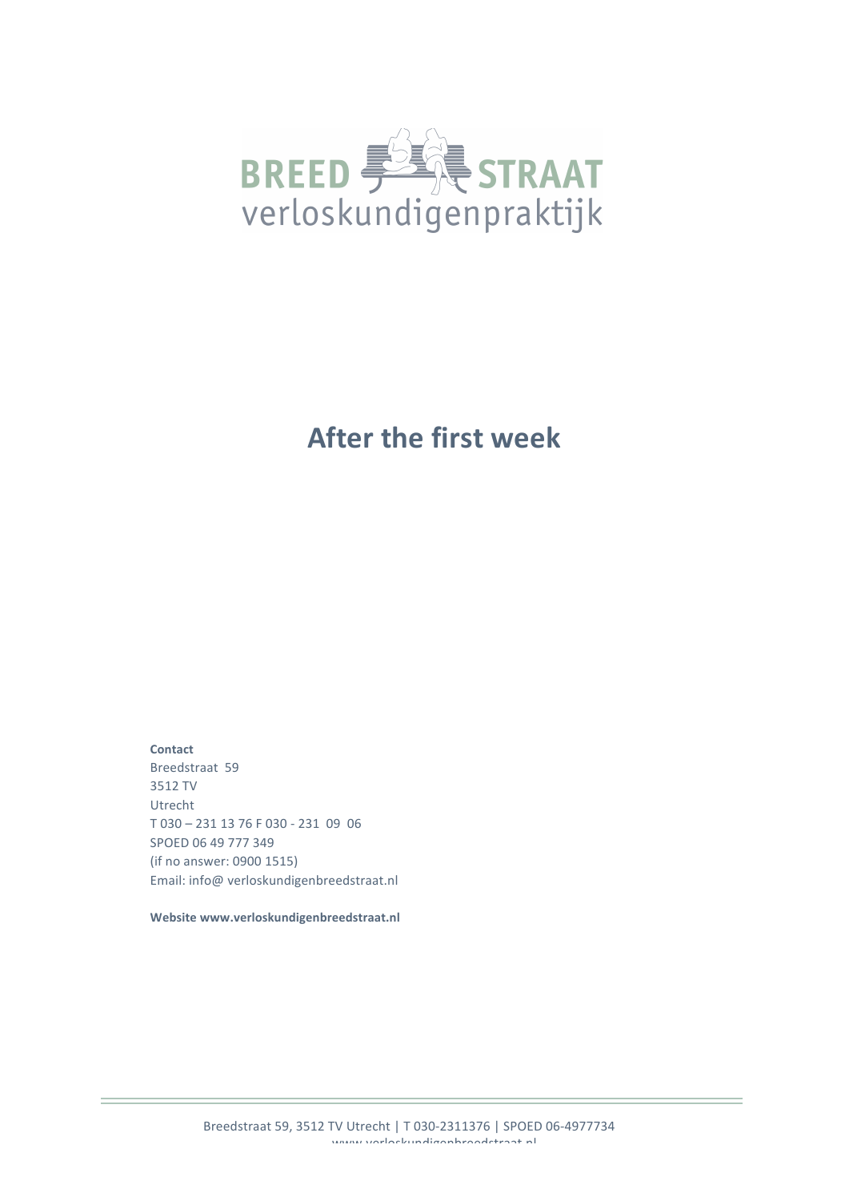BREED STRAAT
verloskundigenpraktijk

# After the first week

**Contact**
Breedstraat 59
3512 TV
Utrecht
T 030 – 231 13 76 F 030 - 231 09 06
SPOED 06 49 777 349
(if no answer: 0900 1515)
Email: info@ verloskundigenbreedstraat.nl

**Website www.verloskundigenbreedstraat.nl**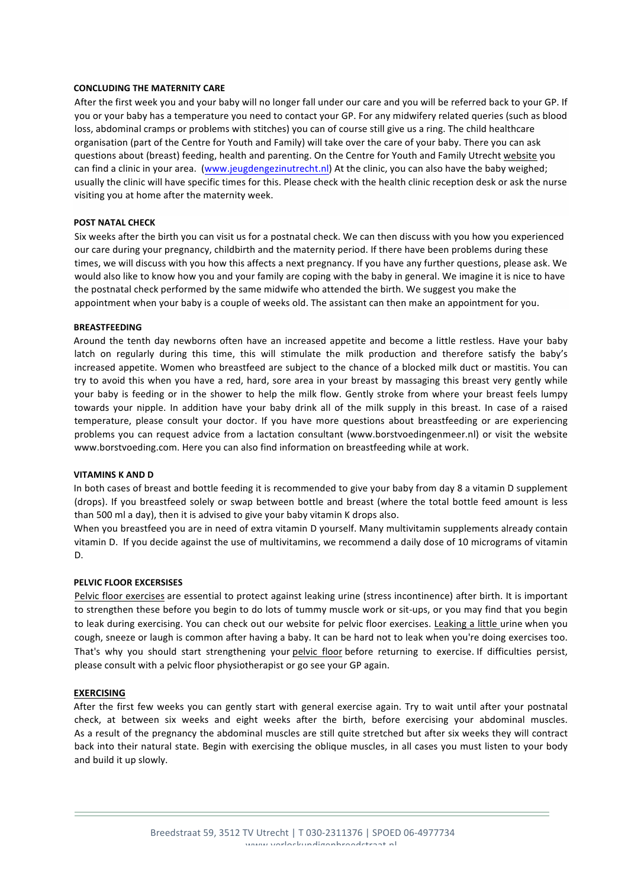**CONCLUDING THE MATERNITY CARE**

After the first week you and your baby will no longer fall under our care and you will be referred back to your GP. If you or your baby has a temperature you need to contact your GP. For any midwifery related queries (such as blood loss, abdominal cramps or problems with stitches) you can of course still give us a ring. The child healthcare organisation (part of the Centre for Youth and Family) will take over the care of your baby. There you can ask questions about (breast) feeding, health and parenting. On the Centre for Youth and Family Utrecht website you can find a clinic in your area. (www.jeugdengezinutrecht.nl) At the clinic, you can also have the baby weighed; usually the clinic will have specific times for this. Please check with the health clinic reception desk or ask the nurse visiting you at home after the maternity week.

**POST NATAL CHECK**

Six weeks after the birth you can visit us for a postnatal check. We can then discuss with you how you experienced our care during your pregnancy, childbirth and the maternity period. If there have been problems during these times, we will discuss with you how this affects a next pregnancy. If you have any further questions, please ask. We would also like to know how you and your family are coping with the baby in general. We imagine it is nice to have the postnatal check performed by the same midwife who attended the birth. We suggest you make the appointment when your baby is a couple of weeks old. The assistant can then make an appointment for you.

**BREASTFEEDING**

Around the tenth day newborns often have an increased appetite and become a little restless. Have your baby latch on regularly during this time, this will stimulate the milk production and therefore satisfy the baby's increased appetite. Women who breastfeed are subject to the chance of a blocked milk duct or mastitis. You can try to avoid this when you have a red, hard, sore area in your breast by massaging this breast very gently while your baby is feeding or in the shower to help the milk flow. Gently stroke from where your breast feels lumpy towards your nipple. In addition have your baby drink all of the milk supply in this breast. In case of a raised temperature, please consult your doctor. If you have more questions about breastfeeding or are experiencing problems you can request advice from a lactation consultant (www.borstvoedingenmeer.nl) or visit the website www.borstvoeding.com. Here you can also find information on breastfeeding while at work.

**VITAMINS K AND D**

In both cases of breast and bottle feeding it is recommended to give your baby from day 8 a vitamin D supplement (drops). If you breastfeed solely or swap between bottle and breast (where the total bottle feed amount is less than 500 ml a day), then it is advised to give your baby vitamin K drops also.

When you breastfeed you are in need of extra vitamin D yourself. Many multivitamin supplements already contain vitamin D. If you decide against the use of multivitamins, we recommend a daily dose of 10 micrograms of vitamin D.

**PELVIC FLOOR EXCERSISES**

Pelvic floor exercises are essential to protect against leaking urine (stress incontinence) after birth. It is important to strengthen these before you begin to do lots of tummy muscle work or sit-ups, or you may find that you begin to leak during exercising. You can check out our website for pelvic floor exercises. Leaking a little urine when you cough, sneeze or laugh is common after having a baby. It can be hard not to leak when you're doing exercises too. That's why you should start strengthening your pelvic floor before returning to exercise. If difficulties persist, please consult with a pelvic floor physiotherapist or go see your GP again.

**EXERCISING**

After the first few weeks you can gently start with general exercise again. Try to wait until after your postnatal check, at between six weeks and eight weeks after the birth, before exercising your abdominal muscles. As a result of the pregnancy the abdominal muscles are still quite stretched but after six weeks they will contract back into their natural state. Begin with exercising the oblique muscles, in all cases you must listen to your body and build it up slowly.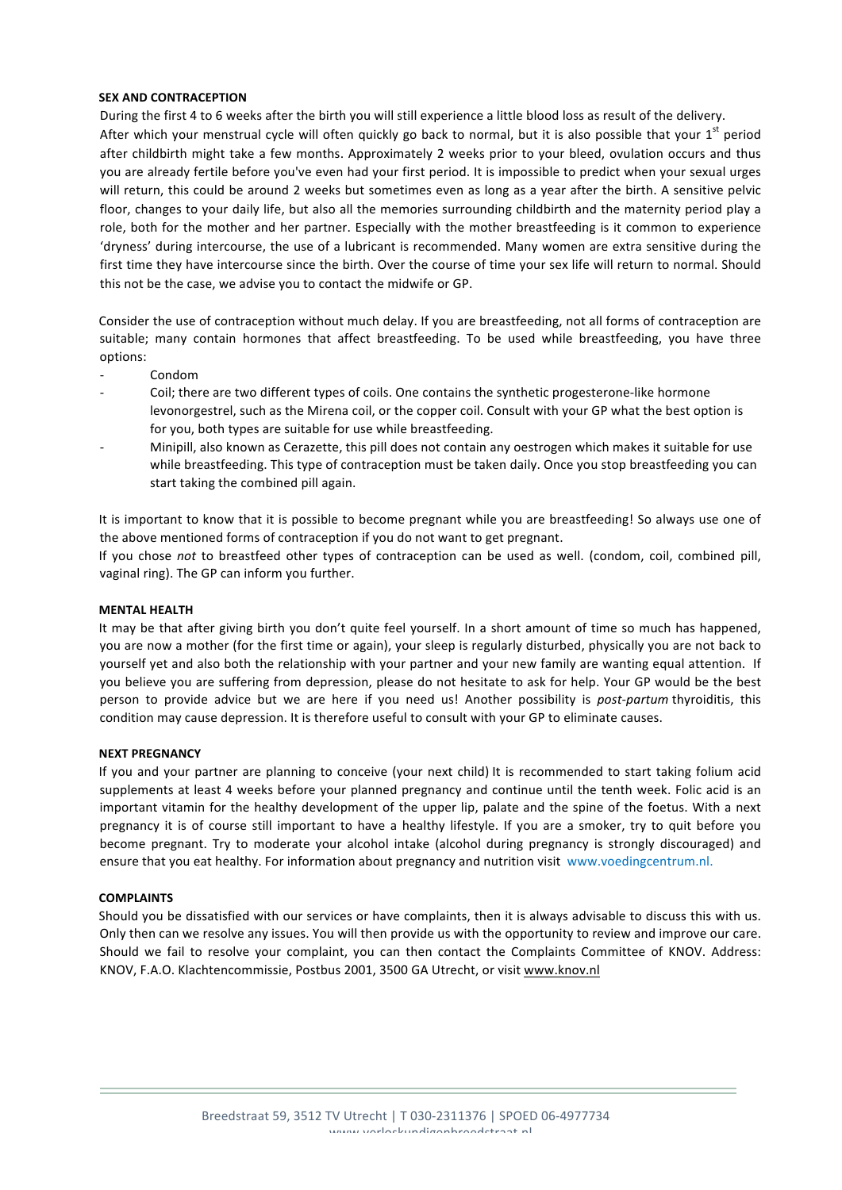**SEX AND CONTRACEPTION**

During the first 4 to 6 weeks after the birth you will still experience a little blood loss as result of the delivery. After which your menstrual cycle will often quickly go back to normal, but it is also possible that your 1st period after childbirth might take a few months. Approximately 2 weeks prior to your bleed, ovulation occurs and thus you are already fertile before you've even had your first period. It is impossible to predict when your sexual urges will return, this could be around 2 weeks but sometimes even as long as a year after the birth. A sensitive pelvic floor, changes to your daily life, but also all the memories surrounding childbirth and the maternity period play a role, both for the mother and her partner. Especially with the mother breastfeeding is it common to experience 'dryness' during intercourse, the use of a lubricant is recommended. Many women are extra sensitive during the first time they have intercourse since the birth. Over the course of time your sex life will return to normal. Should this not be the case, we advise you to contact the midwife or GP.

Consider the use of contraception without much delay. If you are breastfeeding, not all forms of contraception are suitable; many contain hormones that affect breastfeeding. To be used while breastfeeding, you have three options:

- Condom
- Coil; there are two different types of coils. One contains the synthetic progesterone-like hormone levonorgestrel, such as the Mirena coil, or the copper coil. Consult with your GP what the best option is for you, both types are suitable for use while breastfeeding.
- Minipill, also known as Cerazette, this pill does not contain any oestrogen which makes it suitable for use while breastfeeding. This type of contraception must be taken daily. Once you stop breastfeeding you can start taking the combined pill again.

It is important to know that it is possible to become pregnant while you are breastfeeding! So always use one of the above mentioned forms of contraception if you do not want to get pregnant.
If you chose *not* to breastfeed other types of contraception can be used as well. (condom, coil, combined pill, vaginal ring). The GP can inform you further.

**MENTAL HEALTH**

It may be that after giving birth you don't quite feel yourself. In a short amount of time so much has happened, you are now a mother (for the first time or again), your sleep is regularly disturbed, physically you are not back to yourself yet and also both the relationship with your partner and your new family are wanting equal attention. If you believe you are suffering from depression, please do not hesitate to ask for help. Your GP would be the best person to provide advice but we are here if you need us! Another possibility is *post-partum* thyroiditis, this condition may cause depression. It is therefore useful to consult with your GP to eliminate causes.

**NEXT PREGNANCY**

If you and your partner are planning to conceive (your next child) It is recommended to start taking folium acid supplements at least 4 weeks before your planned pregnancy and continue until the tenth week. Folic acid is an important vitamin for the healthy development of the upper lip, palate and the spine of the foetus. With a next pregnancy it is of course still important to have a healthy lifestyle. If you are a smoker, try to quit before you become pregnant. Try to moderate your alcohol intake (alcohol during pregnancy is strongly discouraged) and ensure that you eat healthy. For information about pregnancy and nutrition visit www.voedingcentrum.nl.

**COMPLAINTS**

Should you be dissatisfied with our services or have complaints, then it is always advisable to discuss this with us. Only then can we resolve any issues. You will then provide us with the opportunity to review and improve our care. Should we fail to resolve your complaint, you can then contact the Complaints Committee of KNOV. Address: KNOV, F.A.O. Klachtencommissie, Postbus 2001, 3500 GA Utrecht, or visit www.knov.nl